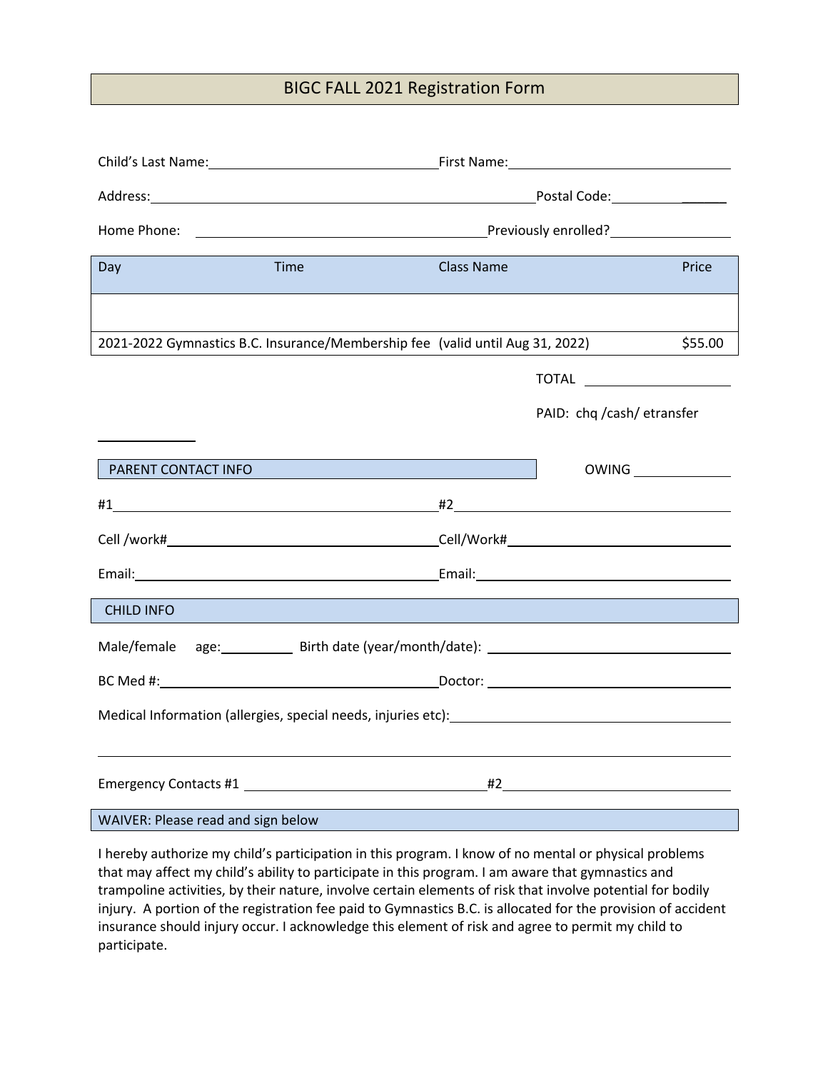# BIGC FALL 2021 Registration Form

Child's Last Name:________________________ First Name:________________________

Address:________________________________________ Postal Code:____________

Home Phone: ________________________________ Previously enrolled?____________

| Day | Time | Class Name | Price |
|---|---|---|---|
| | | | |
| 2021-2022 Gymnastics B.C. Insurance/Membership fee (valid until Aug 31, 2022) | | | $55.00 |

TOTAL ________________

PAID: chq /cash/ etransfer

__________

## PARENT CONTACT INFO

OWING ____________

#1________________________________ #2________________________________

Cell /work#________________________ Cell/Work#________________________

Email:____________________________ Email:____________________________

## CHILD INFO

Male/female age:________ Birth date (year/month/date): ________________________

BC Med #:________________________ Doctor: ________________________

Medical Information (allergies, special needs, injuries etc):________________________

________________________________________________________________________

Emergency Contacts #1 ________________________ #2________________________

## WAIVER: Please read and sign below

I hereby authorize my child's participation in this program. I know of no mental or physical problems that may affect my child's ability to participate in this program. I am aware that gymnastics and trampoline activities, by their nature, involve certain elements of risk that involve potential for bodily injury. A portion of the registration fee paid to Gymnastics B.C. is allocated for the provision of accident insurance should injury occur. I acknowledge this element of risk and agree to permit my child to participate.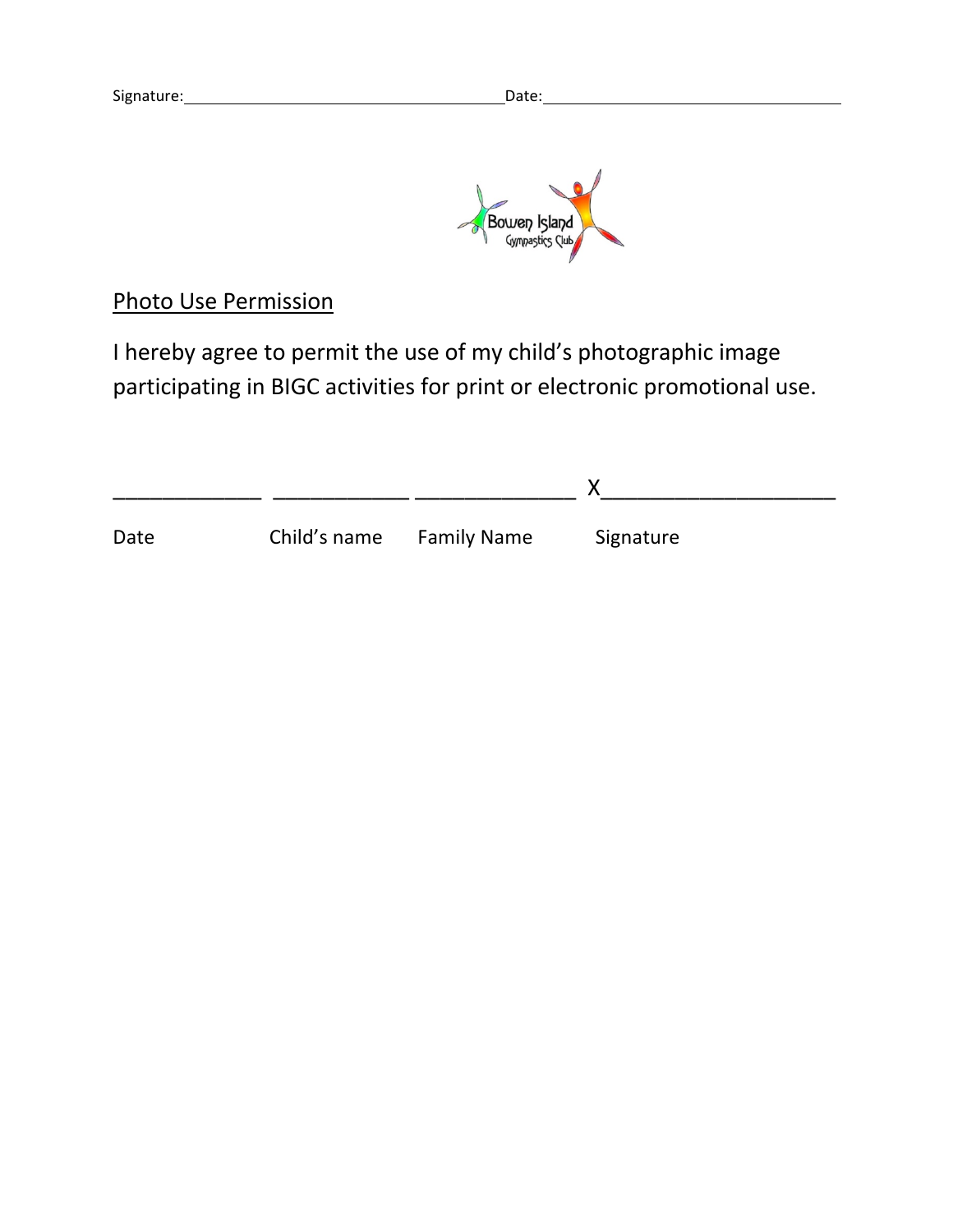Signature:_______________________________________ Date:_____________________________________

Photo Use Permission

I hereby agree to permit the use of my child's photographic image participating in BIGC activities for print or electronic promotional use.

_____________ ___________ ______________ X____________________

Date Child's name Family Name Signature